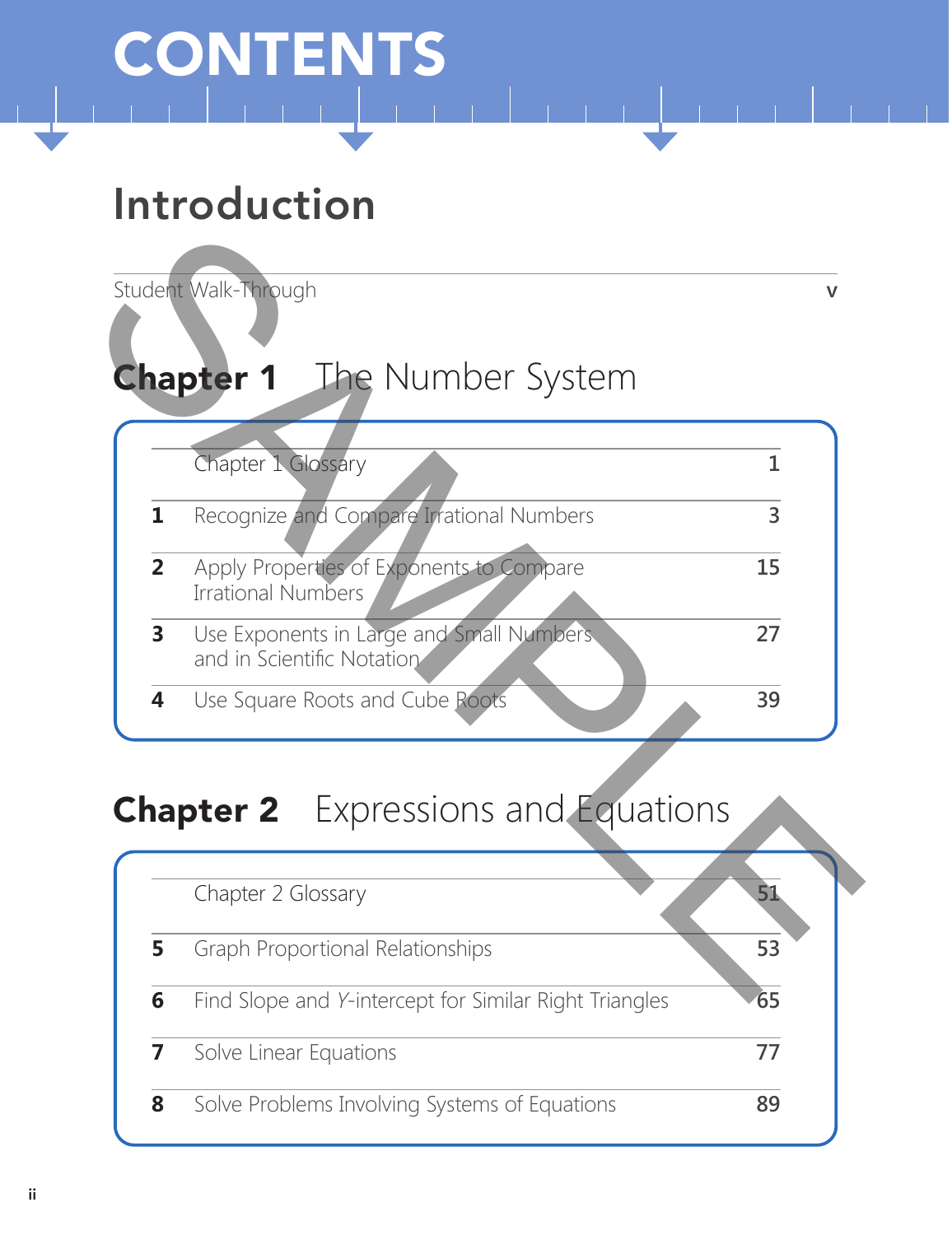# CONTENTS

## Introduction

| | | |
|---|---|---|
| | Student Walk-Through | v |

## Chapter 1 The Number System

| | | |
|---|---|---|
| | Chapter 1 Glossary | 1 |
| 1 | Recognize and Compare Irrational Numbers | 3 |
| 2 | Apply Properties of Exponents to Compare Irrational Numbers | 15 |
| 3 | Use Exponents in Large and Small Numbers and in Scientific Notation | 27 |
| 4 | Use Square Roots and Cube Roots | 39 |

## Chapter 2 Expressions and Equations

| | | |
|---|---|---|
| | Chapter 2 Glossary | 51 |
| 5 | Graph Proportional Relationships | 53 |
| 6 | Find Slope and *Y*-intercept for Similar Right Triangles | 65 |
| 7 | Solve Linear Equations | 77 |
| 8 | Solve Problems Involving Systems of Equations | 89 |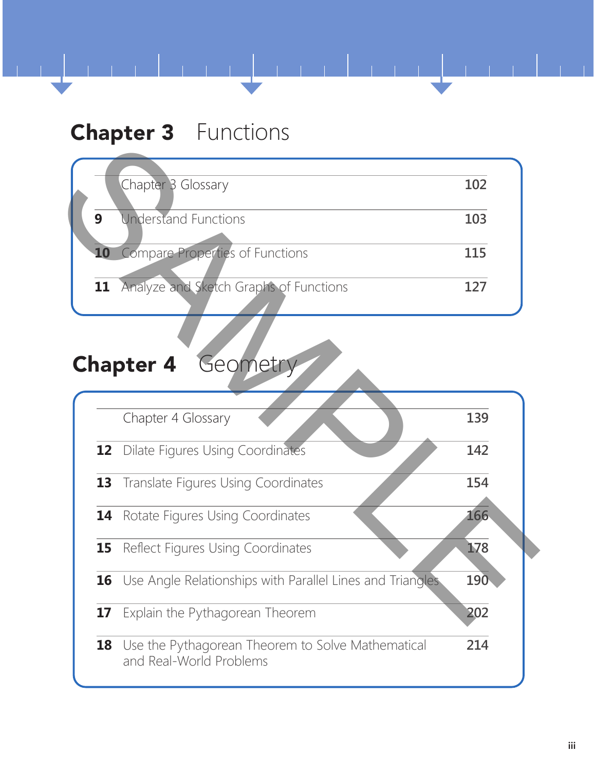## Chapter 3 Functions

| | | |
|---|---|---|
| | Chapter 3 Glossary | 102 |
| 9 | Understand Functions | 103 |
| 10 | Compare Properties of Functions | 115 |
| 11 | Analyze and Sketch Graphs of Functions | 127 |

## Chapter 4 Geometry

| | | |
|---|---|---|
| | Chapter 4 Glossary | 139 |
| 12 | Dilate Figures Using Coordinates | 142 |
| 13 | Translate Figures Using Coordinates | 154 |
| 14 | Rotate Figures Using Coordinates | 166 |
| 15 | Reflect Figures Using Coordinates | 178 |
| 16 | Use Angle Relationships with Parallel Lines and Triangles | 190 |
| 17 | Explain the Pythagorean Theorem | 202 |
| 18 | Use the Pythagorean Theorem to Solve Mathematical and Real-World Problems | 214 |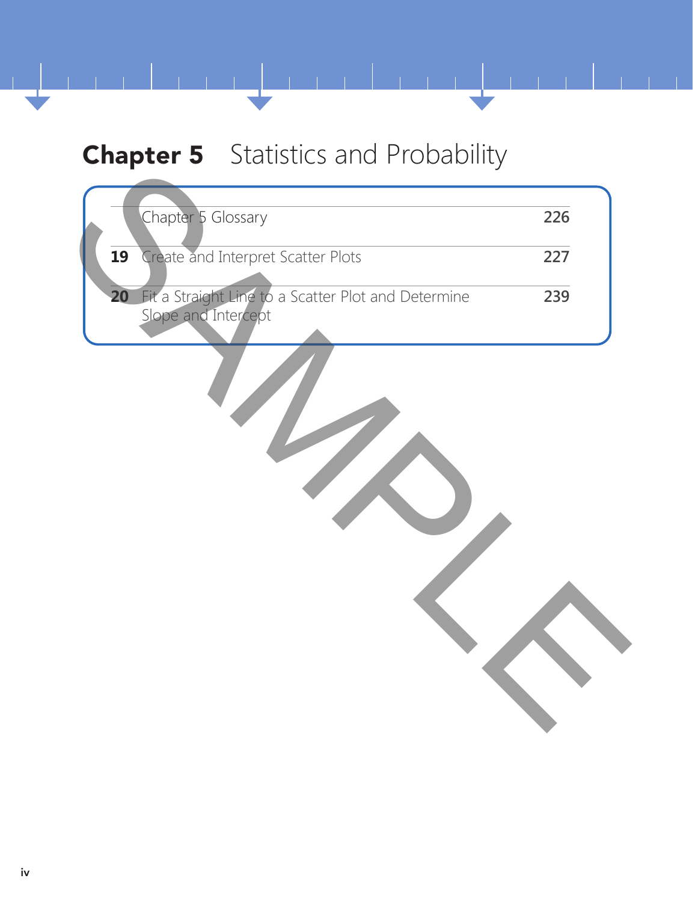# Chapter 5 Statistics and Probability

| | | |
|---|---|---|
| | Chapter 5 Glossary | 226 |
| **19** | Create and Interpret Scatter Plots | 227 |
| **20** | Fit a Straight Line to a Scatter Plot and Determine Slope and Intercept | 239 |

SAMPLE